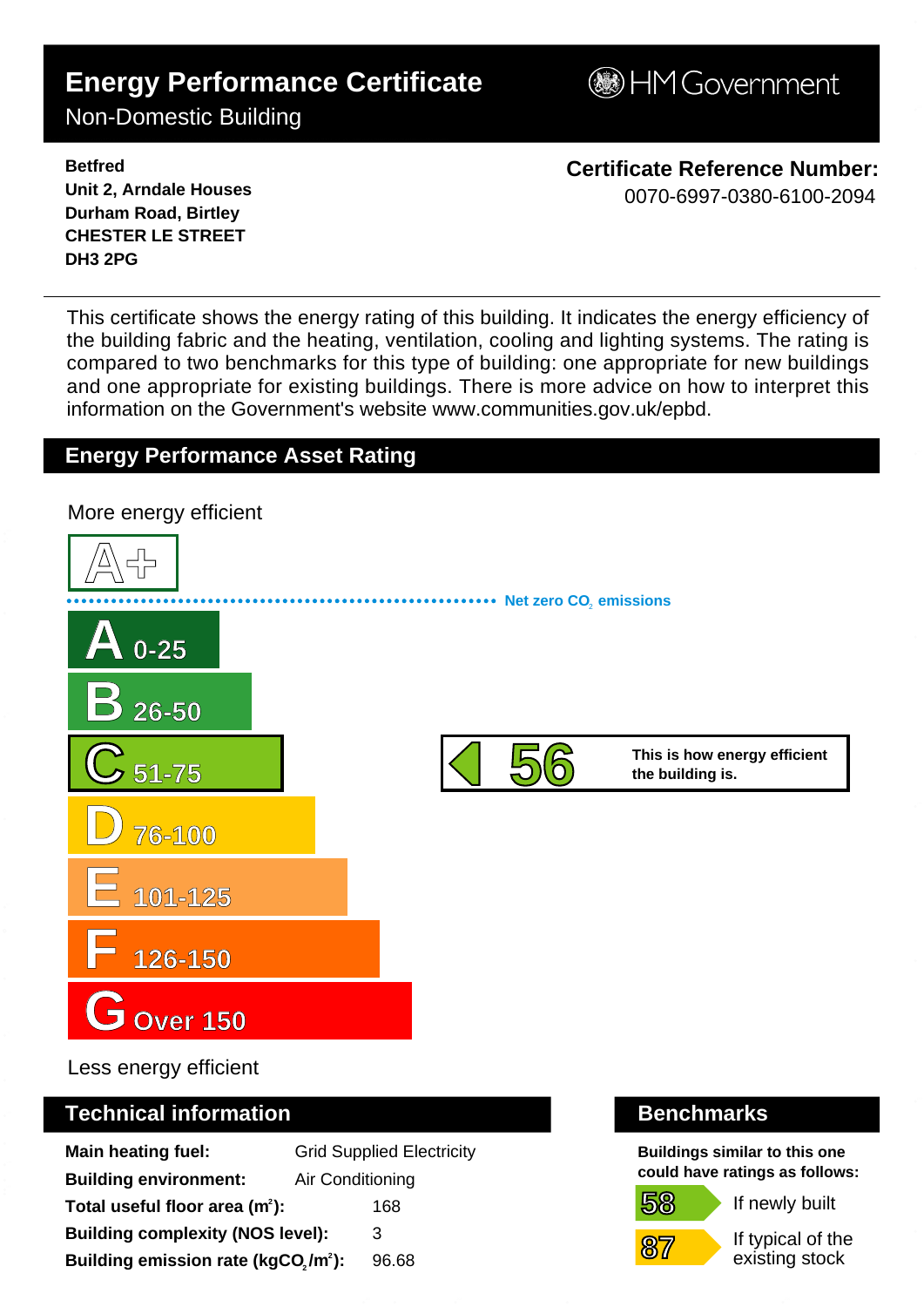# Energy Performance Certificate

Non-Domestic Building

HM Government

**Betfred**
**Unit 2, Arndale Houses**
**Durham Road, Birtley**
**CHESTER LE STREET**
**DH3 2PG**

**Certificate Reference Number:**
0070-6997-0380-6100-2094

This certificate shows the energy rating of this building. It indicates the energy efficiency of the building fabric and the heating, ventilation, cooling and lighting systems. The rating is compared to two benchmarks for this type of building: one appropriate for new buildings and one appropriate for existing buildings. There is more advice on how to interpret this information on the Government's website www.communities.gov.uk/epbd.

## Energy Performance Asset Rating

More energy efficient

A+

Net zero $CO_2$ emissions

- A 0-25
- B 26-50
- C 51-75
- D 76-100
- E 101-125
- F 126-150
- G Over 150

**56** — **This is how energy efficient the building is.**

Less energy efficient

## Technical information

| | |
|---|---|
| **Main heating fuel:** | Grid Supplied Electricity |
| **Building environment:** | Air Conditioning |
| **Total useful floor area ($m^2$):** | 168 |
| **Building complexity (NOS level):** | 3 |
| **Building emission rate ($kgCO_2/m^2$):** | 96.68 |

## Benchmarks

**Buildings similar to this one could have ratings as follows:**

| | |
|---|---|
| 58 | If newly built |
| 87 | If typical of the existing stock |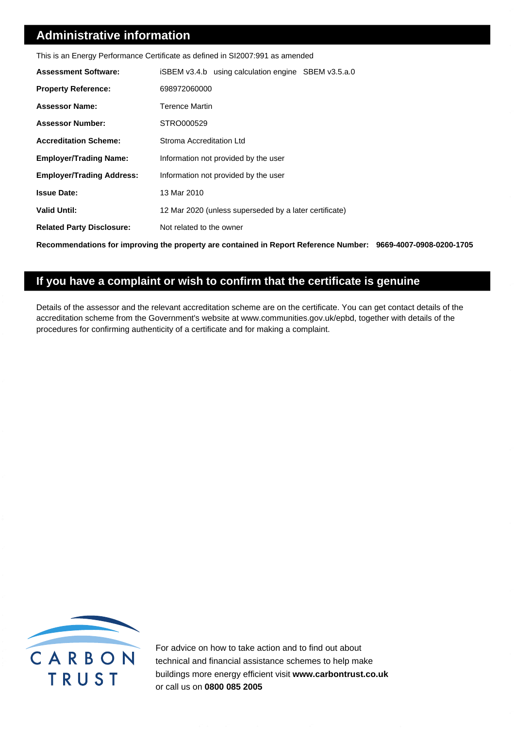## Administrative information

This is an Energy Performance Certificate as defined in SI2007:991 as amended

| | |
|---|---|
| **Assessment Software:** | iSBEM v3.4.b using calculation engine SBEM v3.5.a.0 |
| **Property Reference:** | 698972060000 |
| **Assessor Name:** | Terence Martin |
| **Assessor Number:** | STRO000529 |
| **Accreditation Scheme:** | Stroma Accreditation Ltd |
| **Employer/Trading Name:** | Information not provided by the user |
| **Employer/Trading Address:** | Information not provided by the user |
| **Issue Date:** | 13 Mar 2010 |
| **Valid Until:** | 12 Mar 2020 (unless superseded by a later certificate) |
| **Related Party Disclosure:** | Not related to the owner |

**Recommendations for improving the property are contained in Report Reference Number: 9669-4007-0908-0200-1705**

## If you have a complaint or wish to confirm that the certificate is genuine

Details of the assessor and the relevant accreditation scheme are on the certificate. You can get contact details of the accreditation scheme from the Government's website at www.communities.gov.uk/epbd, together with details of the procedures for confirming authenticity of a certificate and for making a complaint.

CARBON TRUST

For advice on how to take action and to find out about technical and financial assistance schemes to help make buildings more energy efficient visit **www.carbontrust.co.uk** or call us on **0800 085 2005**